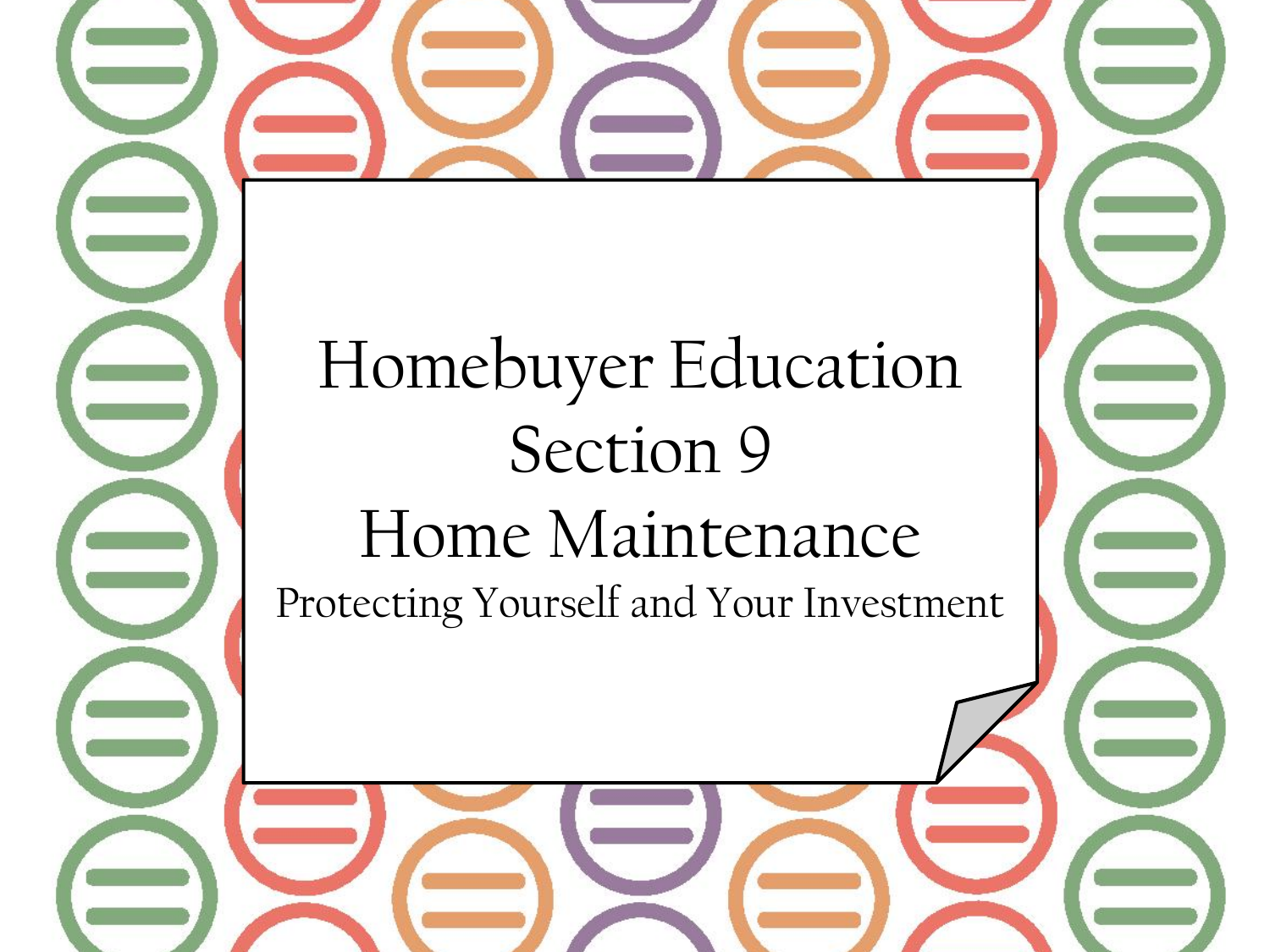# Homebuyer Education
# Section 9
# Home Maintenance

Protecting Yourself and Your Investment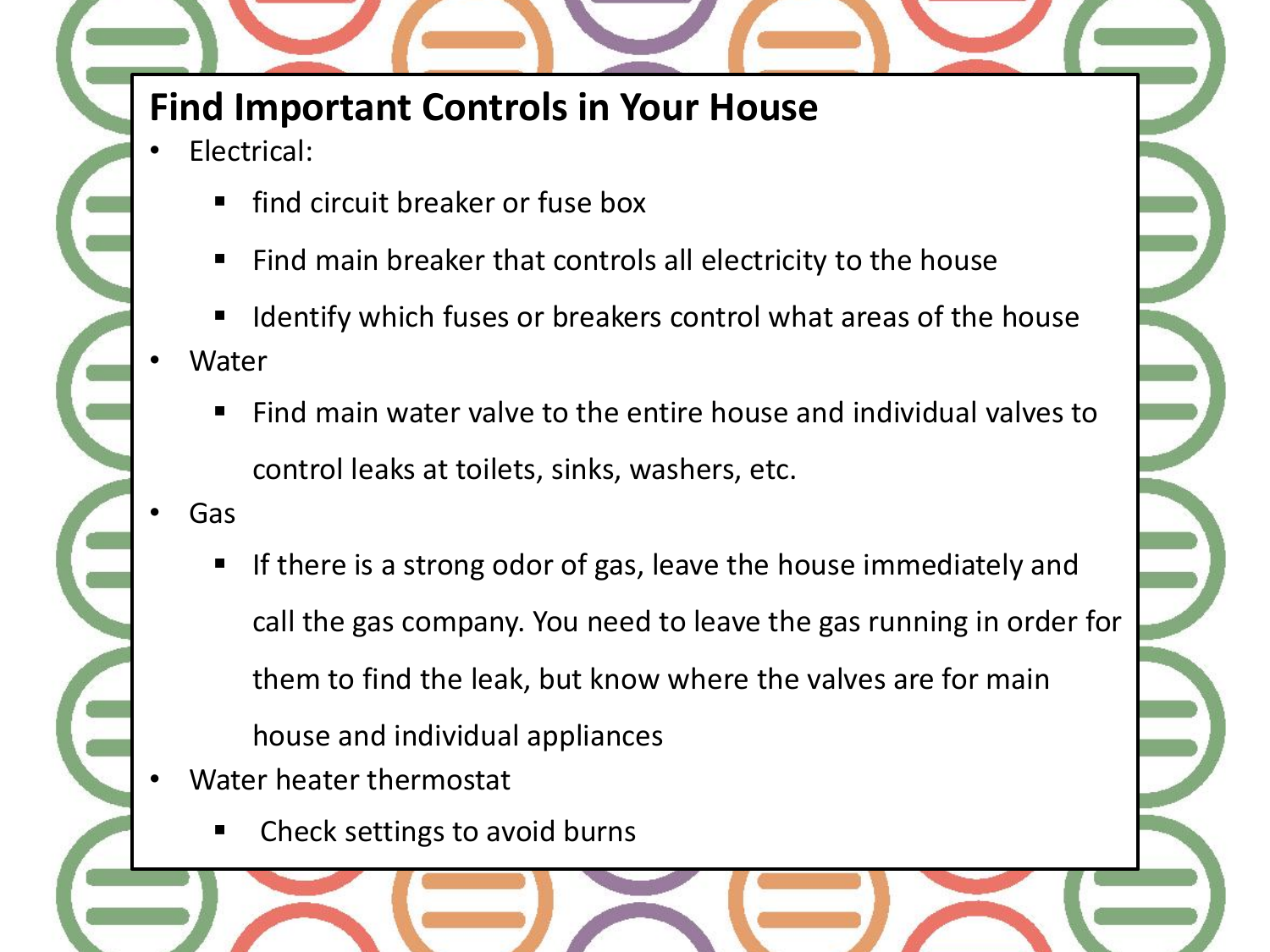# Find Important Controls in Your House

- Electrical:
  - find circuit breaker or fuse box
  - Find main breaker that controls all electricity to the house
  - Identify which fuses or breakers control what areas of the house
- Water
  - Find main water valve to the entire house and individual valves to control leaks at toilets, sinks, washers, etc.
- Gas
  - If there is a strong odor of gas, leave the house immediately and call the gas company. You need to leave the gas running in order for them to find the leak, but know where the valves are for main house and individual appliances
- Water heater thermostat
  - Check settings to avoid burns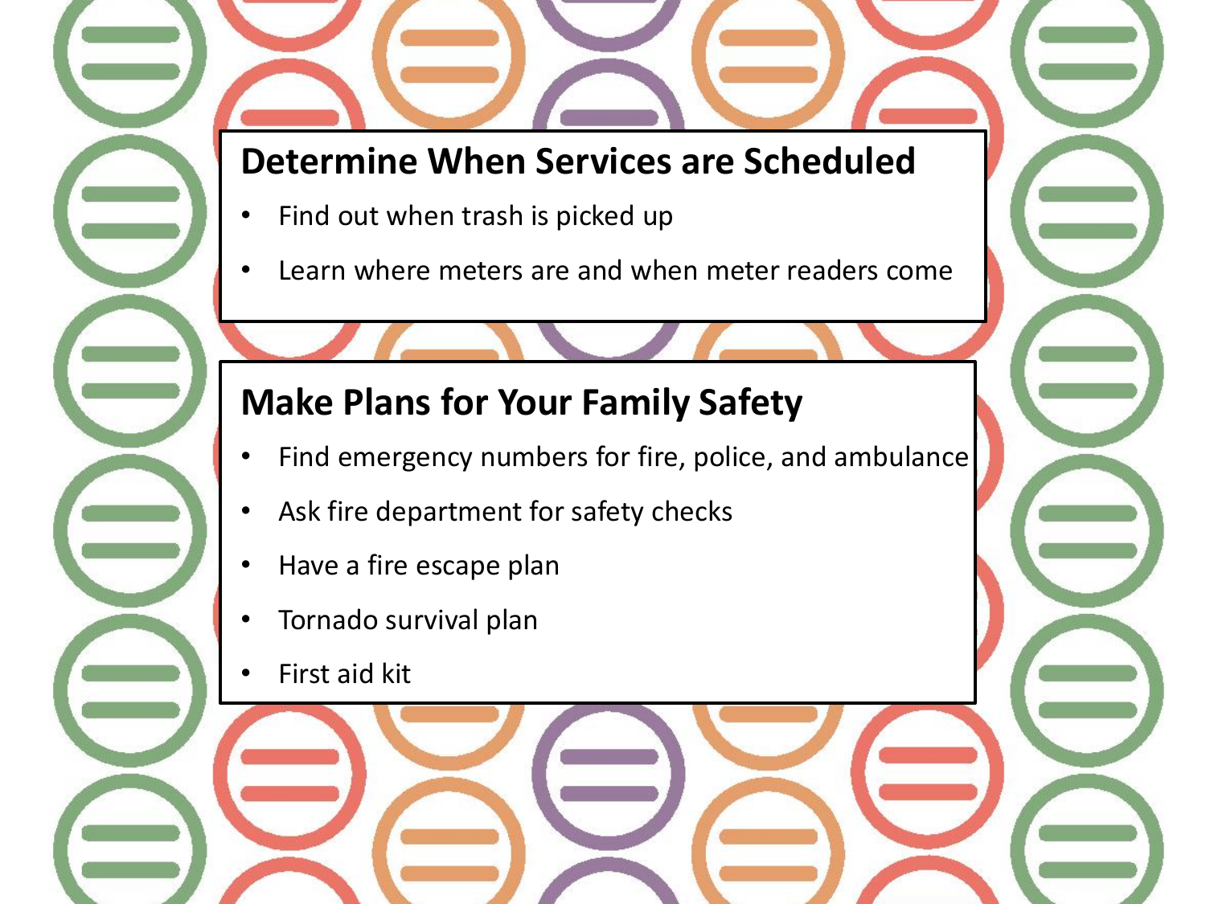## Determine When Services are Scheduled

- Find out when trash is picked up
- Learn where meters are and when meter readers come

## Make Plans for Your Family Safety

- Find emergency numbers for fire, police, and ambulance
- Ask fire department for safety checks
- Have a fire escape plan
- Tornado survival plan
- First aid kit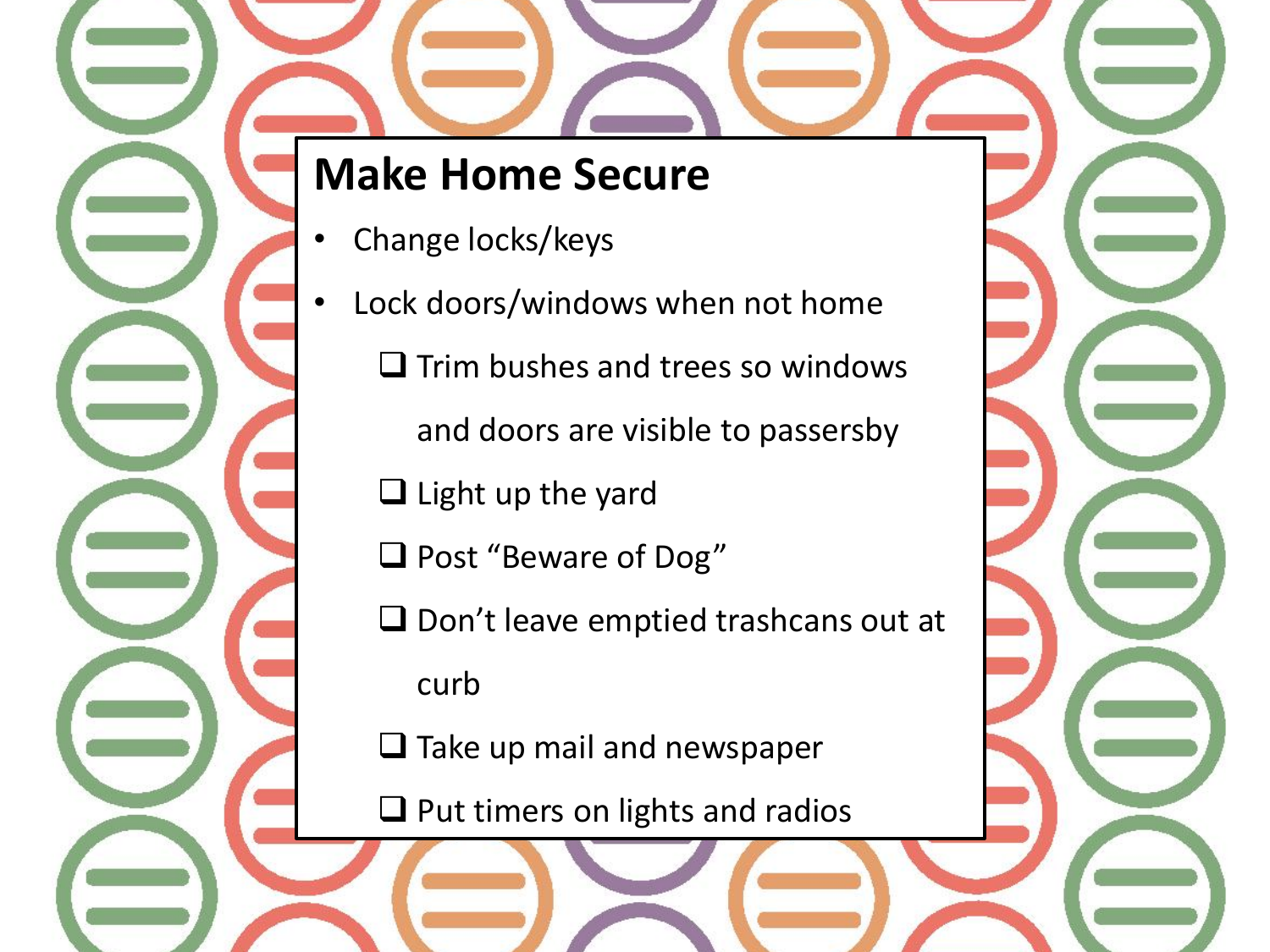# Make Home Secure

- Change locks/keys
- Lock doors/windows when not home
  - [ ] Trim bushes and trees so windows and doors are visible to passersby
  - [ ] Light up the yard
  - [ ] Post "Beware of Dog"
  - [ ] Don't leave emptied trashcans out at curb
  - [ ] Take up mail and newspaper
  - [ ] Put timers on lights and radios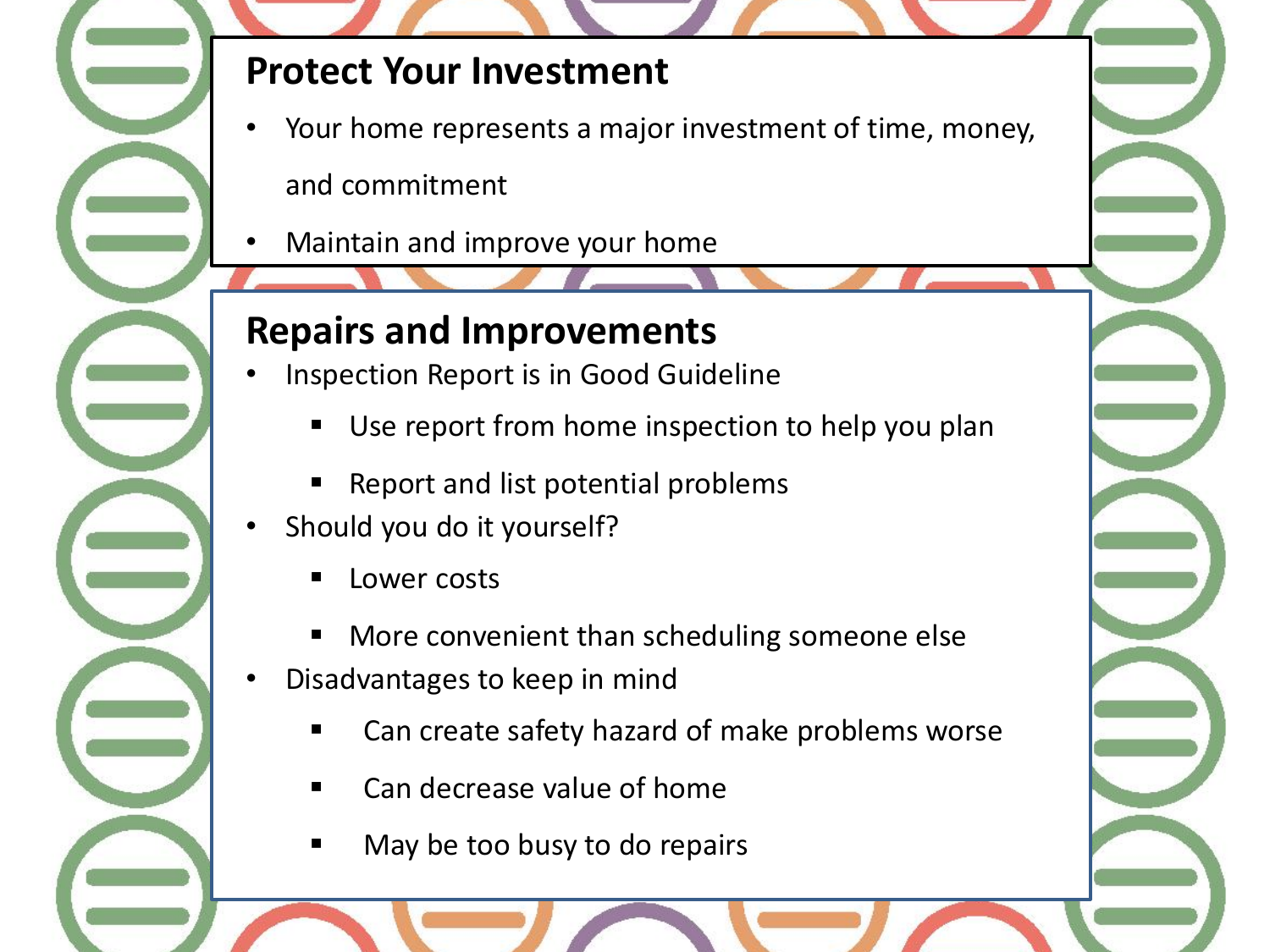## Protect Your Investment

- Your home represents a major investment of time, money, and commitment
- Maintain and improve your home

## Repairs and Improvements

- Inspection Report is in Good Guideline
  - Use report from home inspection to help you plan
  - Report and list potential problems
- Should you do it yourself?
  - Lower costs
  - More convenient than scheduling someone else
- Disadvantages to keep in mind
  - Can create safety hazard of make problems worse
  - Can decrease value of home
  - May be too busy to do repairs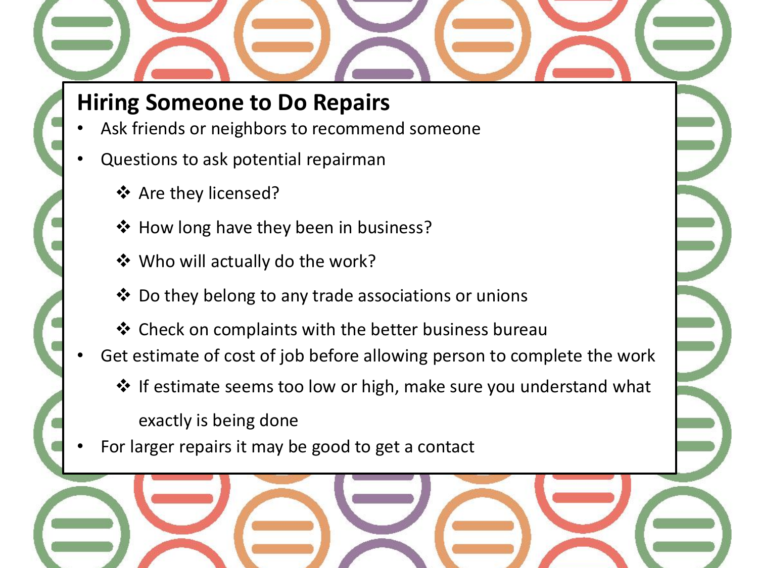## Hiring Someone to Do Repairs

- Ask friends or neighbors to recommend someone
- Questions to ask potential repairman
  - Are they licensed?
  - How long have they been in business?
  - Who will actually do the work?
  - Do they belong to any trade associations or unions
  - Check on complaints with the better business bureau
- Get estimate of cost of job before allowing person to complete the work
  - If estimate seems too low or high, make sure you understand what exactly is being done
- For larger repairs it may be good to get a contact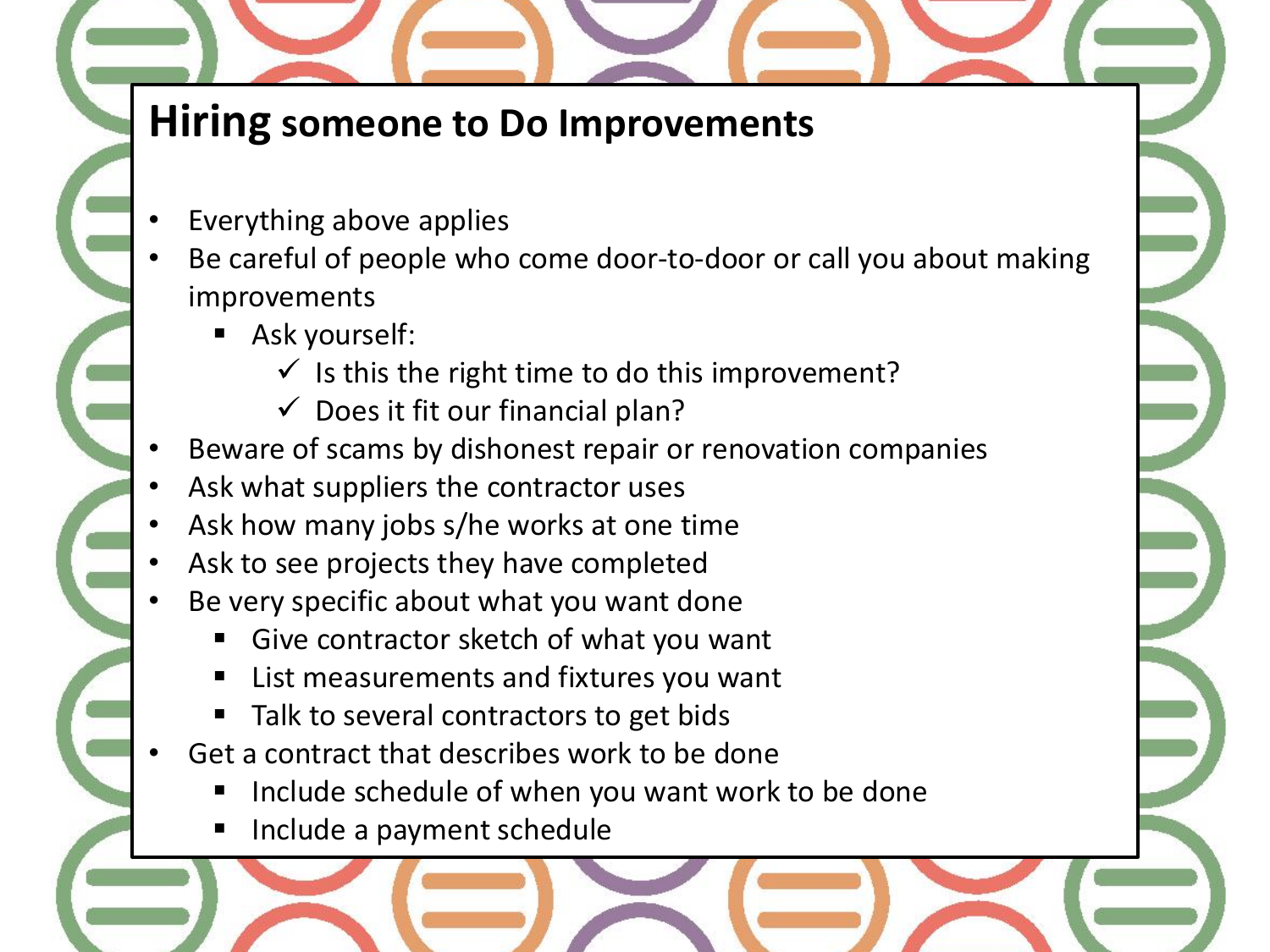## **Hiring** someone to Do Improvements

- Everything above applies
- Be careful of people who come door-to-door or call you about making improvements
  - Ask yourself:
    - ✓ Is this the right time to do this improvement?
    - ✓ Does it fit our financial plan?
- Beware of scams by dishonest repair or renovation companies
- Ask what suppliers the contractor uses
- Ask how many jobs s/he works at one time
- Ask to see projects they have completed
- Be very specific about what you want done
  - Give contractor sketch of what you want
  - List measurements and fixtures you want
  - Talk to several contractors to get bids
- Get a contract that describes work to be done
  - Include schedule of when you want work to be done
  - Include a payment schedule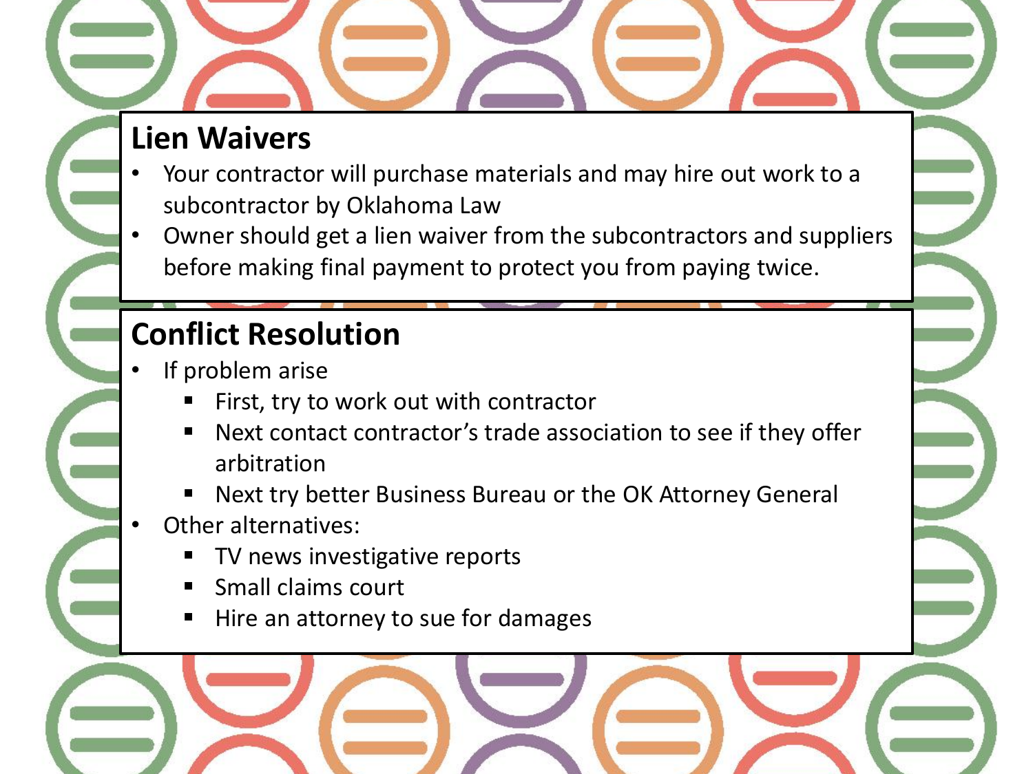## Lien Waivers

- Your contractor will purchase materials and may hire out work to a subcontractor by Oklahoma Law
- Owner should get a lien waiver from the subcontractors and suppliers before making final payment to protect you from paying twice.

## Conflict Resolution

- If problem arise
  - First, try to work out with contractor
  - Next contact contractor's trade association to see if they offer arbitration
  - Next try better Business Bureau or the OK Attorney General
- Other alternatives:
  - TV news investigative reports
  - Small claims court
  - Hire an attorney to sue for damages